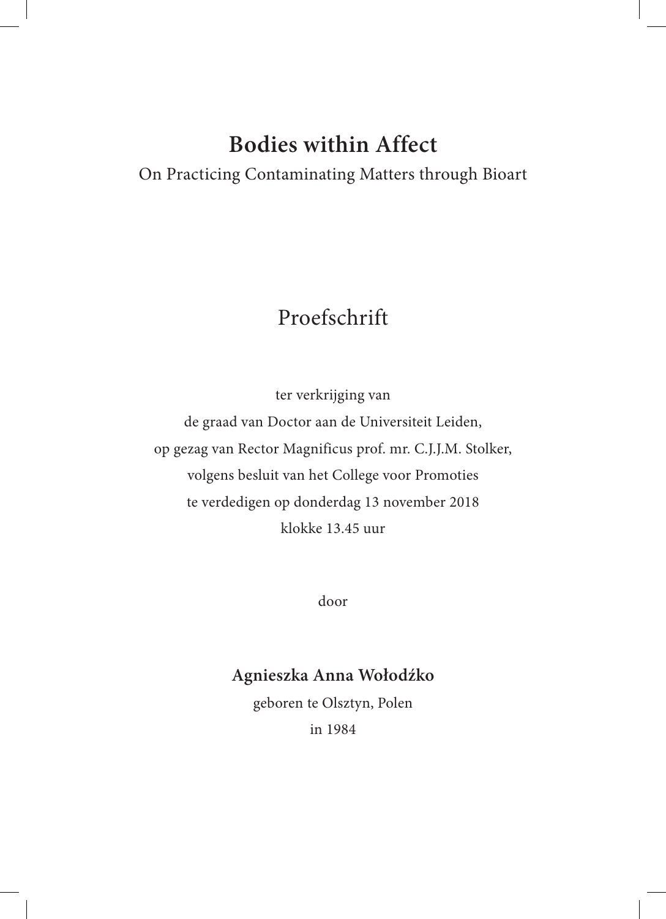# Bodies within Affect

On Practicing Contaminating Matters through Bioart

## Proefschrift

ter verkrijging van

de graad van Doctor aan de Universiteit Leiden,

op gezag van Rector Magnificus prof. mr. C.J.J.M. Stolker,

volgens besluit van het College voor Promoties

te verdedigen op donderdag 13 november 2018

klokke 13.45 uur

door

**Agnieszka Anna Wołodźko**

geboren te Olsztyn, Polen

in 1984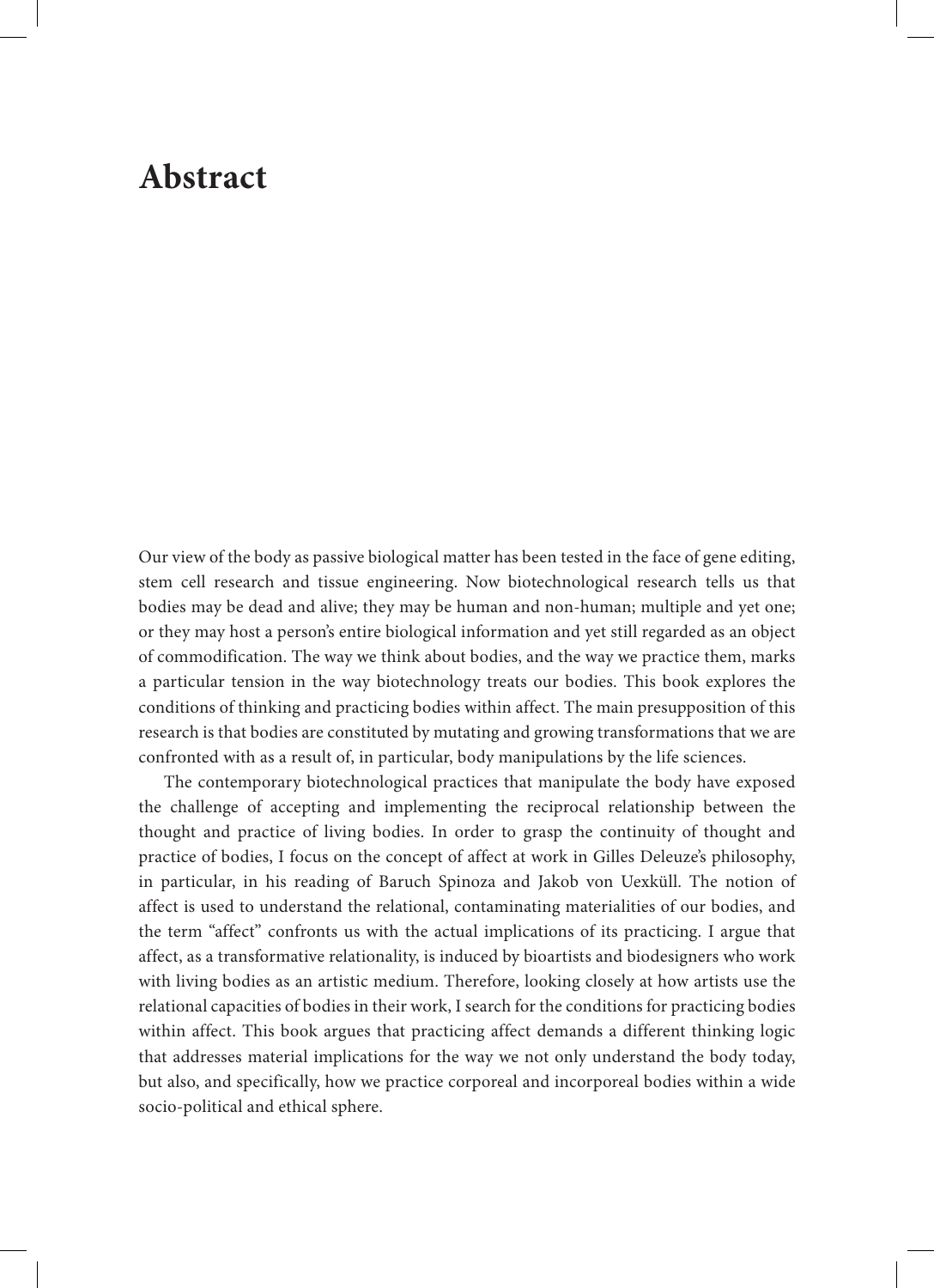# Abstract

Our view of the body as passive biological matter has been tested in the face of gene editing, stem cell research and tissue engineering. Now biotechnological research tells us that bodies may be dead and alive; they may be human and non-human; multiple and yet one; or they may host a person's entire biological information and yet still regarded as an object of commodification. The way we think about bodies, and the way we practice them, marks a particular tension in the way biotechnology treats our bodies. This book explores the conditions of thinking and practicing bodies within affect. The main presupposition of this research is that bodies are constituted by mutating and growing transformations that we are confronted with as a result of, in particular, body manipulations by the life sciences.

The contemporary biotechnological practices that manipulate the body have exposed the challenge of accepting and implementing the reciprocal relationship between the thought and practice of living bodies. In order to grasp the continuity of thought and practice of bodies, I focus on the concept of affect at work in Gilles Deleuze's philosophy, in particular, in his reading of Baruch Spinoza and Jakob von Uexküll. The notion of affect is used to understand the relational, contaminating materialities of our bodies, and the term "affect" confronts us with the actual implications of its practicing. I argue that affect, as a transformative relationality, is induced by bioartists and biodesigners who work with living bodies as an artistic medium. Therefore, looking closely at how artists use the relational capacities of bodies in their work, I search for the conditions for practicing bodies within affect. This book argues that practicing affect demands a different thinking logic that addresses material implications for the way we not only understand the body today, but also, and specifically, how we practice corporeal and incorporeal bodies within a wide socio-political and ethical sphere.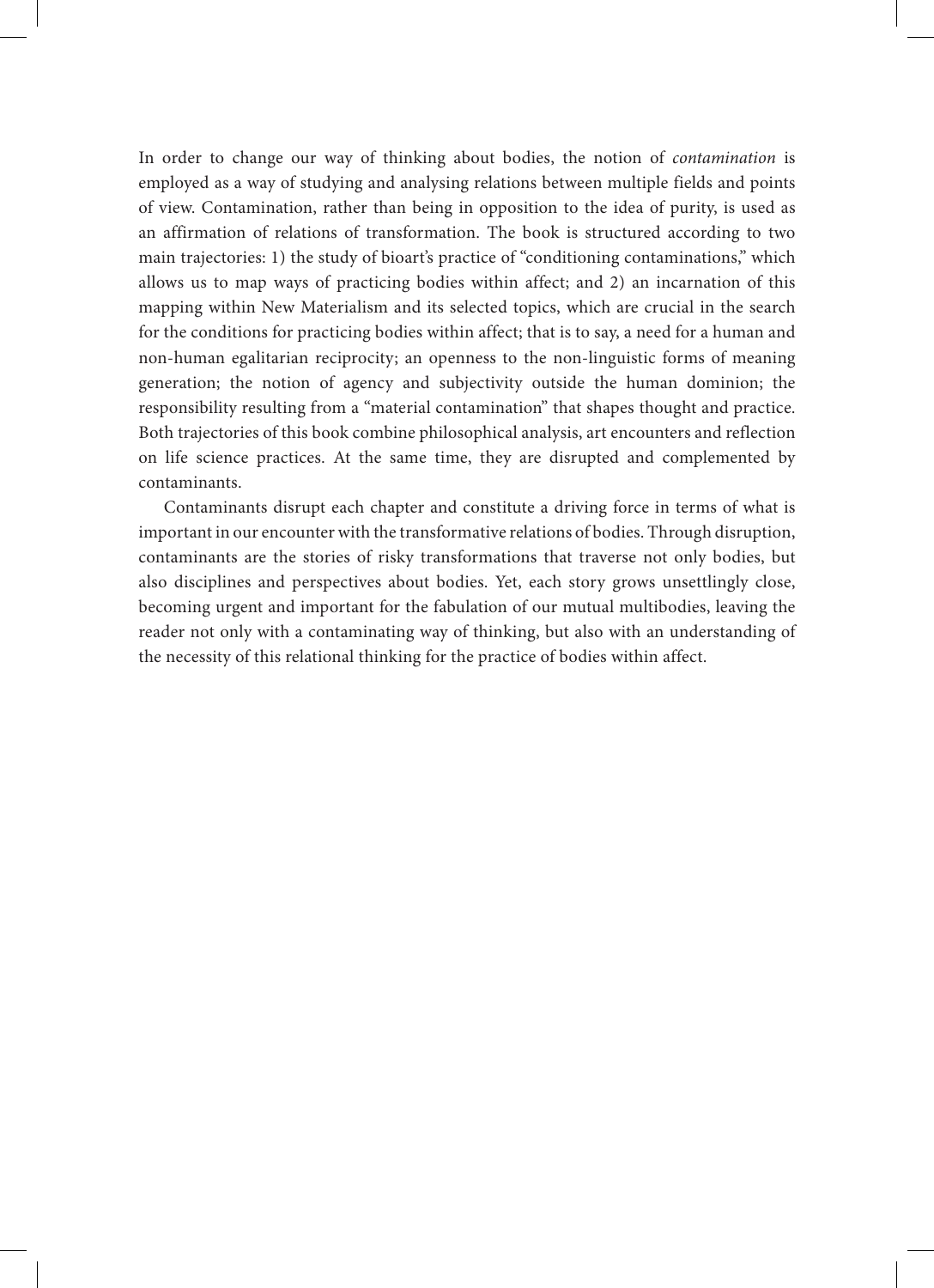In order to change our way of thinking about bodies, the notion of *contamination* is employed as a way of studying and analysing relations between multiple fields and points of view. Contamination, rather than being in opposition to the idea of purity, is used as an affirmation of relations of transformation. The book is structured according to two main trajectories: 1) the study of bioart's practice of "conditioning contaminations," which allows us to map ways of practicing bodies within affect; and 2) an incarnation of this mapping within New Materialism and its selected topics, which are crucial in the search for the conditions for practicing bodies within affect; that is to say, a need for a human and non-human egalitarian reciprocity; an openness to the non-linguistic forms of meaning generation; the notion of agency and subjectivity outside the human dominion; the responsibility resulting from a "material contamination" that shapes thought and practice. Both trajectories of this book combine philosophical analysis, art encounters and reflection on life science practices. At the same time, they are disrupted and complemented by contaminants.

Contaminants disrupt each chapter and constitute a driving force in terms of what is important in our encounter with the transformative relations of bodies. Through disruption, contaminants are the stories of risky transformations that traverse not only bodies, but also disciplines and perspectives about bodies. Yet, each story grows unsettlingly close, becoming urgent and important for the fabulation of our mutual multibodies, leaving the reader not only with a contaminating way of thinking, but also with an understanding of the necessity of this relational thinking for the practice of bodies within affect.